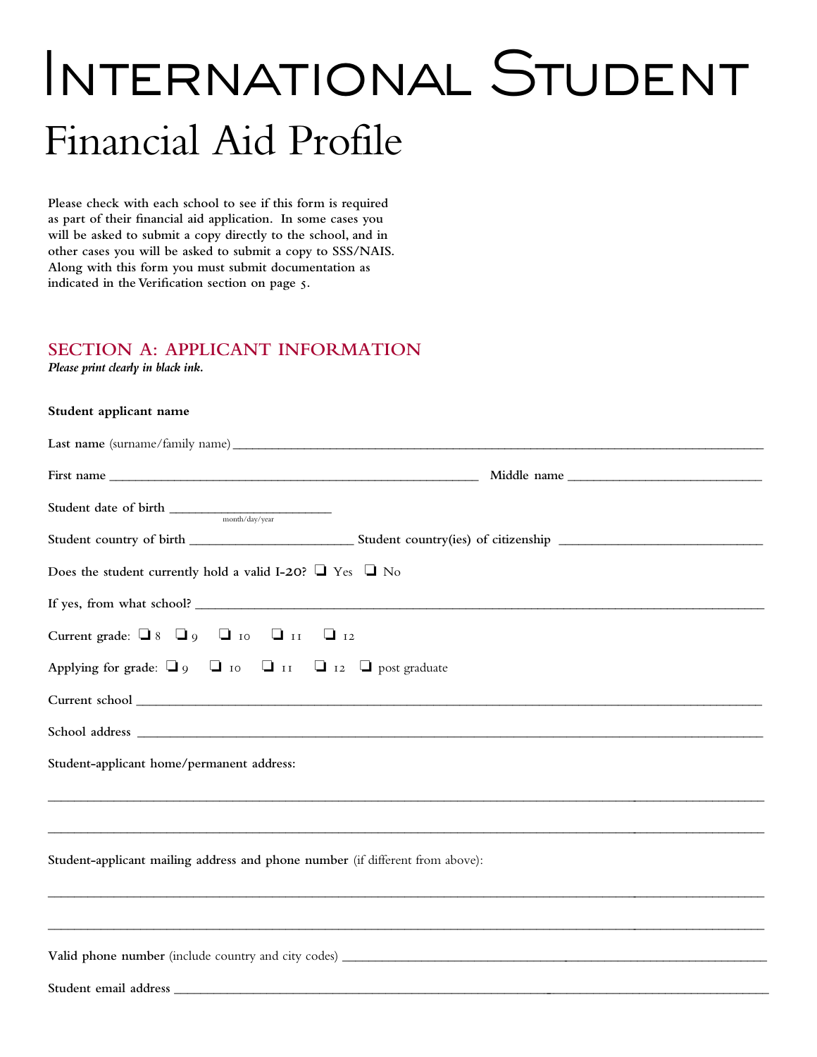# International Student

## Financial Aid Profile

Please check with each school to see if this form is required as part of their financial aid application. In some cases you will be asked to submit a copy directly to the school, and in other cases you will be asked to submit a copy to SSS/NAIS. Along with this form you must submit documentation as indicated in the Verification section on page 5.

## SECTION A: APPLICANT INFORMATION

***Please print clearly in black ink.***

**Student applicant name**

**Last name** (surname/family name) ______________________________

**First name** ______________________________ **Middle name** ______________________________

**Student date of birth** ______________________________ (month/day/year)

**Student country of birth** ______________________________ **Student country(ies) of citizenship** ______________________________

**Does the student currently hold a valid I-20?** ❑ Yes ❑ No

**If yes, from what school?** ______________________________

**Current grade:** ❑ 8 ❑ 9 ❑ 10 ❑ 11 ❑ 12

**Applying for grade:** ❑ 9 ❑ 10 ❑ 11 ❑ 12 ❑ post graduate

**Current school** ______________________________

**School address** ______________________________

**Student-applicant home/permanent address:**

______________________________

______________________________

**Student-applicant mailing address and phone number** (if different from above):

______________________________

______________________________

**Valid phone number** (include country and city codes) ______________________________

**Student email address** ______________________________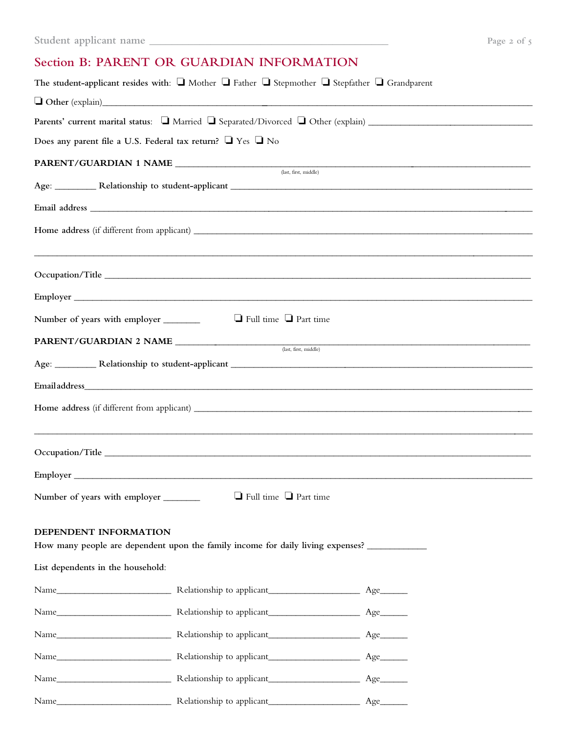Student applicant name ____________________________________________

## Section B: PARENT OR GUARDIAN INFORMATION

**The student-applicant resides with:** ❑ Mother ❑ Father ❑ Stepmother ❑ Stepfather ❑ Grandparent

❑ **Other** (explain)__________________________________________________________________________________

**Parents' current marital status:** ❑ Married ❑ Separated/Divorced ❑ Other (explain) ______________________________

**Does any parent file a U.S. Federal tax return?** ❑ Yes ❑ No

**PARENT/GUARDIAN 1 NAME** __________________________________________________________________
(last, first, middle)

Age: ________ **Relationship to student-applicant** ______________________________________________________

**Email address** ______________________________________________________________________________

**Home address** (if different from applicant) ___________________________________________________________

______________________________________________________________________________________________

**Occupation/Title** ____________________________________________________________________________

**Employer** __________________________________________________________________________________

**Number of years with employer** _______ ❑ Full time ❑ Part time

**PARENT/GUARDIAN 2 NAME** __________________________________________________________________
(last, first, middle)

Age: ________ **Relationship to student-applicant** ______________________________________________________

**Email address**______________________________________________________________________________

**Home address** (if different from applicant) ___________________________________________________________

______________________________________________________________________________________________

**Occupation/Title** ____________________________________________________________________________

**Employer** __________________________________________________________________________________

**Number of years with employer** _______ ❑ Full time ❑ Part time

**DEPENDENT INFORMATION**

**How many people are dependent upon the family income for daily living expenses?** ____________

**List dependents in the household:**

Name________________________ Relationship to applicant__________________ Age______

Name________________________ Relationship to applicant__________________ Age______

Name________________________ Relationship to applicant__________________ Age______

Name________________________ Relationship to applicant__________________ Age______

Name________________________ Relationship to applicant__________________ Age______

Name________________________ Relationship to applicant__________________ Age______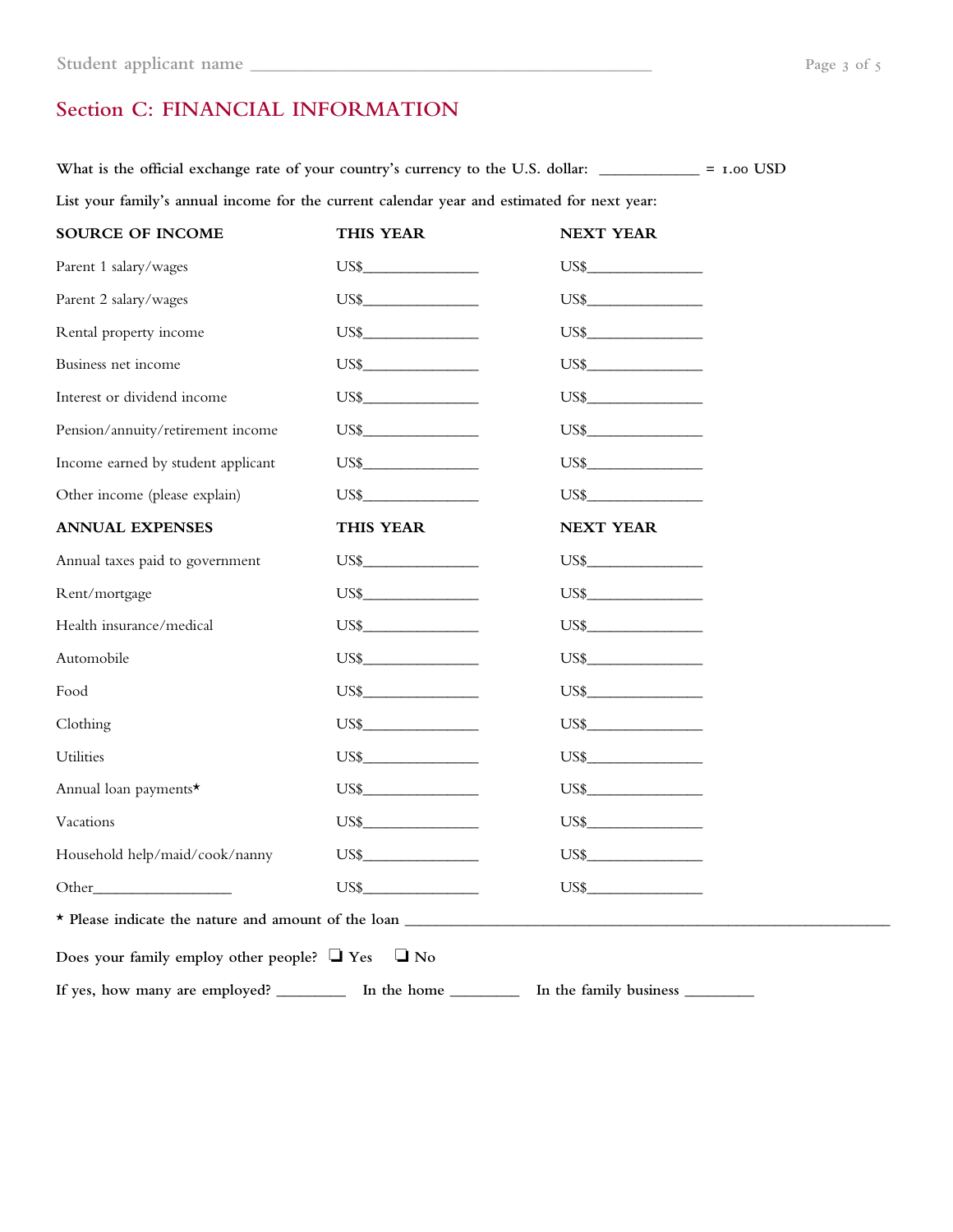Student applicant name ____________________________________________

## Section C: FINANCIAL INFORMATION

**What is the official exchange rate of your country's currency to the U.S. dollar: ___________ = 1.00 USD**

**List your family's annual income for the current calendar year and estimated for next year:**

| SOURCE OF INCOME | THIS YEAR | NEXT YEAR |
|---|---|---|
| Parent 1 salary/wages | US$______________ | US$______________ |
| Parent 2 salary/wages | US$______________ | US$______________ |
| Rental property income | US$______________ | US$______________ |
| Business net income | US$______________ | US$______________ |
| Interest or dividend income | US$______________ | US$______________ |
| Pension/annuity/retirement income | US$______________ | US$______________ |
| Income earned by student applicant | US$______________ | US$______________ |
| Other income (please explain) | US$______________ | US$______________ |
| **ANNUAL EXPENSES** | **THIS YEAR** | **NEXT YEAR** |
| Annual taxes paid to government | US$______________ | US$______________ |
| Rent/mortgage | US$______________ | US$______________ |
| Health insurance/medical | US$______________ | US$______________ |
| Automobile | US$______________ | US$______________ |
| Food | US$______________ | US$______________ |
| Clothing | US$______________ | US$______________ |
| Utilities | US$______________ | US$______________ |
| Annual loan payments* | US$______________ | US$______________ |
| Vacations | US$______________ | US$______________ |
| Household help/maid/cook/nanny | US$______________ | US$______________ |
| Other________________ | US$______________ | US$______________ |

**\* Please indicate the nature and amount of the loan** ________________________________________________________

**Does your family employ other people?** ☐ Yes ☐ No

**If yes, how many are employed?** ________ **In the home** ________ **In the family business** ________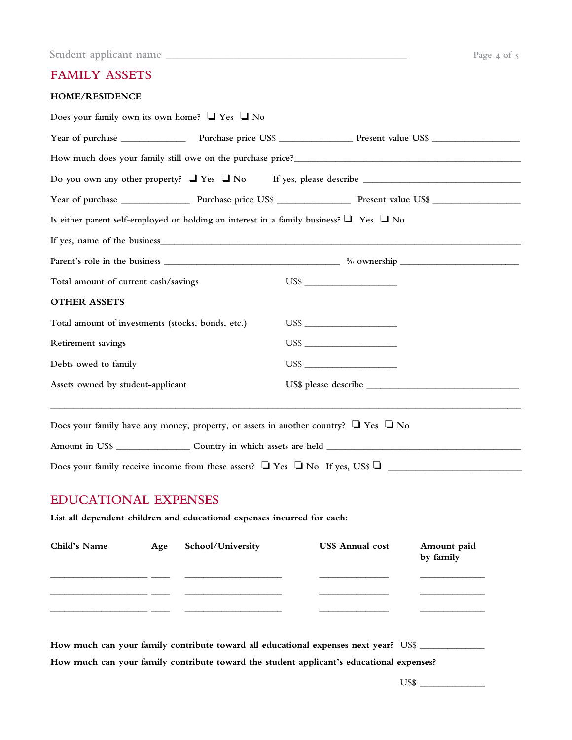Student applicant name ______________________________________________

## FAMILY ASSETS

### HOME/RESIDENCE

Does your family own its own home? ❑ Yes ❑ No

Year of purchase _____________ Purchase price US$ ______________ Present value US$ _________________

How much does your family still owe on the purchase price?_____________________________________________

Do you own any other property? ❑ Yes ❑ No If yes, please describe ______________________________

Year of purchase ______________ Purchase price US$ ______________ Present value US$ _________________

Is either parent self-employed or holding an interest in a family business? ❑ Yes ❑ No

If yes, name of the business_____________________________________________________________________

Parent's role in the business __________________________________ % ownership ______________________

Total amount of current cash/savings US$ __________________

### OTHER ASSETS

Total amount of investments (stocks, bonds, etc.) US$ __________________

Retirement savings US$ __________________

Debts owed to family US$ __________________

Assets owned by student-applicant US$ please describe ______________________________

_____________________________________________________________________________________________

Does your family have any money, property, or assets in another country? ❑ Yes ❑ No

Amount in US$ ______________ Country in which assets are held ______________________________________

Does your family receive income from these assets? ❑ Yes ❑ No If yes, US$ ❑ __________________________

## EDUCATIONAL EXPENSES

**List all dependent children and educational expenses incurred for each:**

| Child's Name | Age | School/University | US$ Annual cost | Amount paid by family |
|---|---|---|---|---|
| | | | | |
| | | | | |
| | | | | |

**How much can your family contribute toward all educational expenses next year?** US$ _____________

**How much can your family contribute toward the student applicant's educational expenses?**

US$ _____________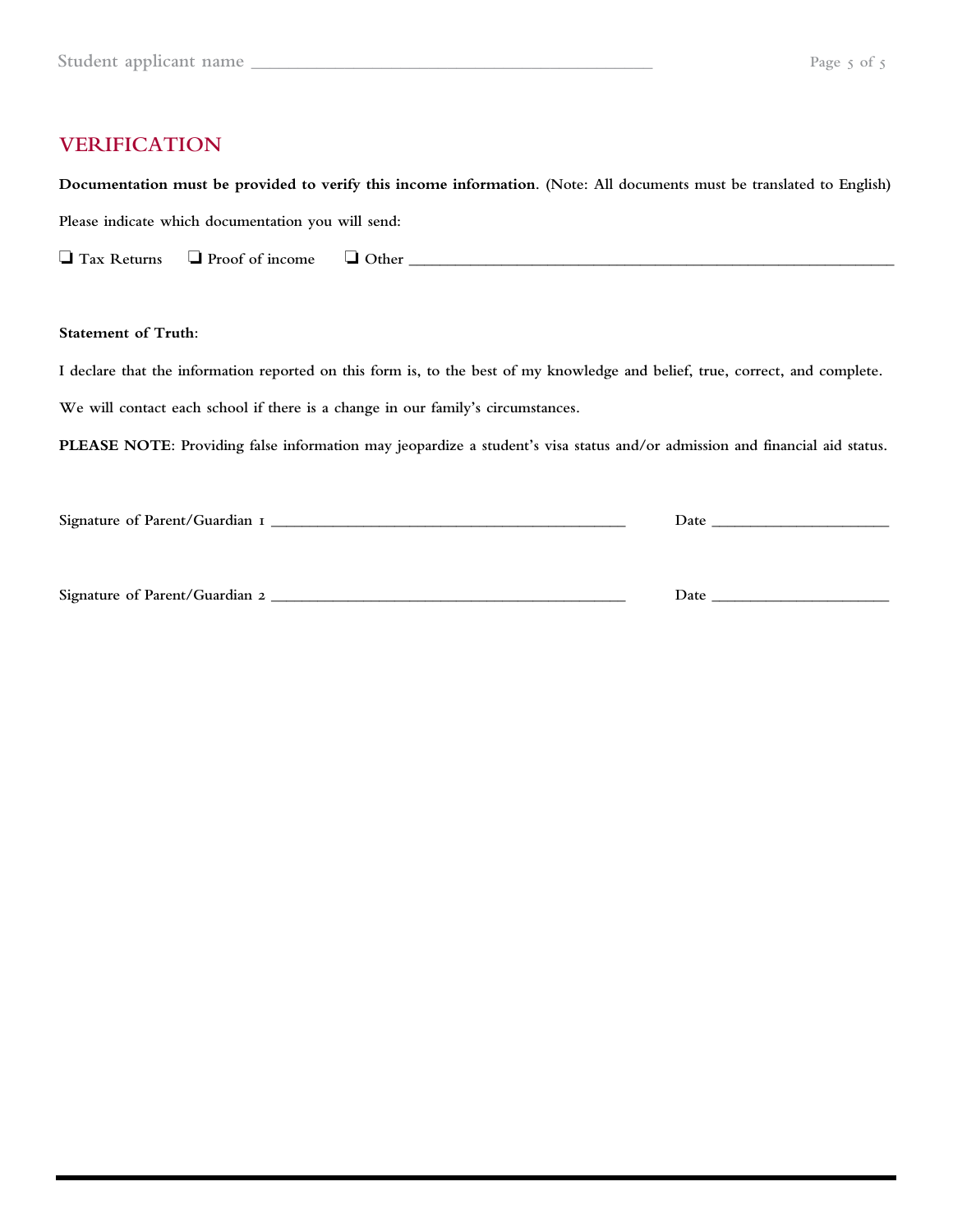## VERIFICATION

**Documentation must be provided to verify this income information**. (Note: All documents must be translated to English)

Please indicate which documentation you will send:

❑ Tax Returns ❑ Proof of income ❑ Other ____________________________________________

**Statement of Truth**:

I declare that the information reported on this form is, to the best of my knowledge and belief, true, correct, and complete.

We will contact each school if there is a change in our family's circumstances.

**PLEASE NOTE**: Providing false information may jeopardize a student's visa status and/or admission and financial aid status.

Signature of Parent/Guardian 1 ________________________________ Date ________________

Signature of Parent/Guardian 2 ________________________________ Date ________________